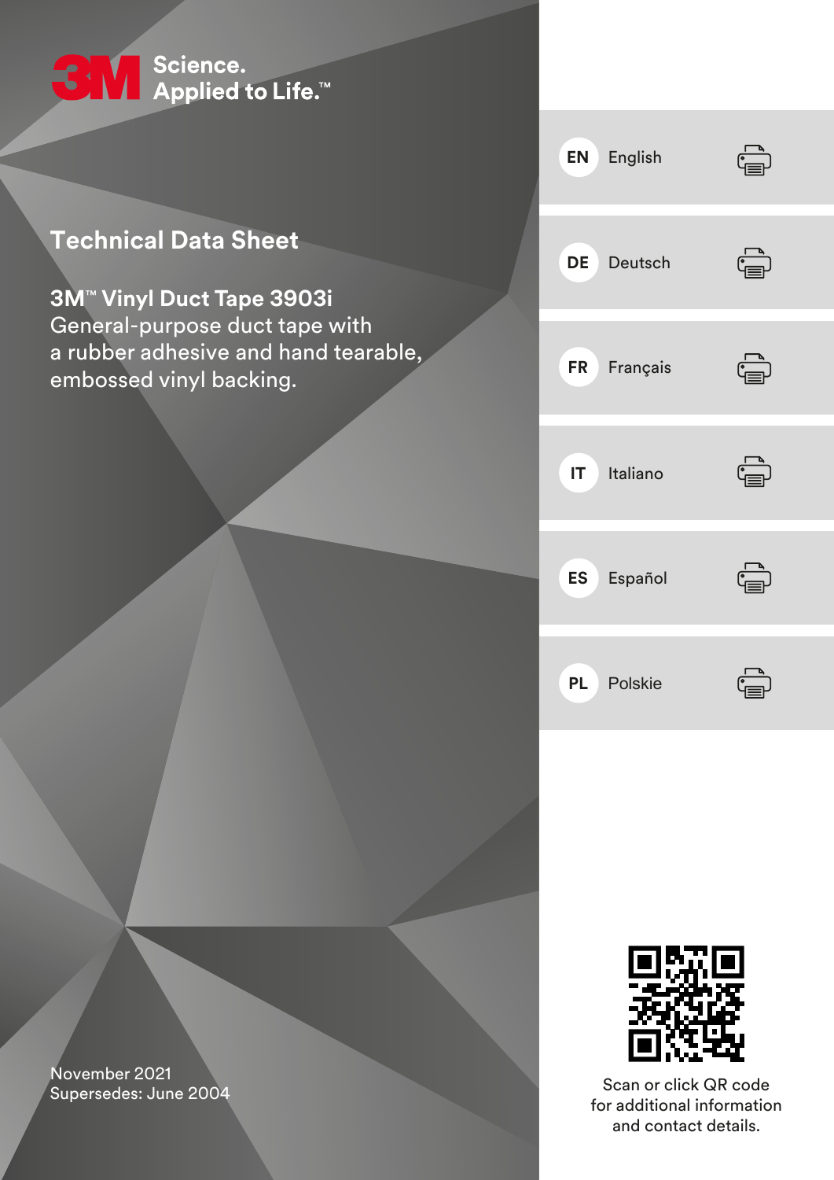3M Science. Applied to Life.™

# Technical Data Sheet

## 3M™ Vinyl Duct Tape 3903i

General-purpose duct tape with a rubber adhesive and hand tearable, embossed vinyl backing.

- EN English
- DE Deutsch
- FR Français
- IT Italiano
- ES Español
- PL Polskie

November 2021
Supersedes: June 2004

Scan or click QR code for additional information and contact details.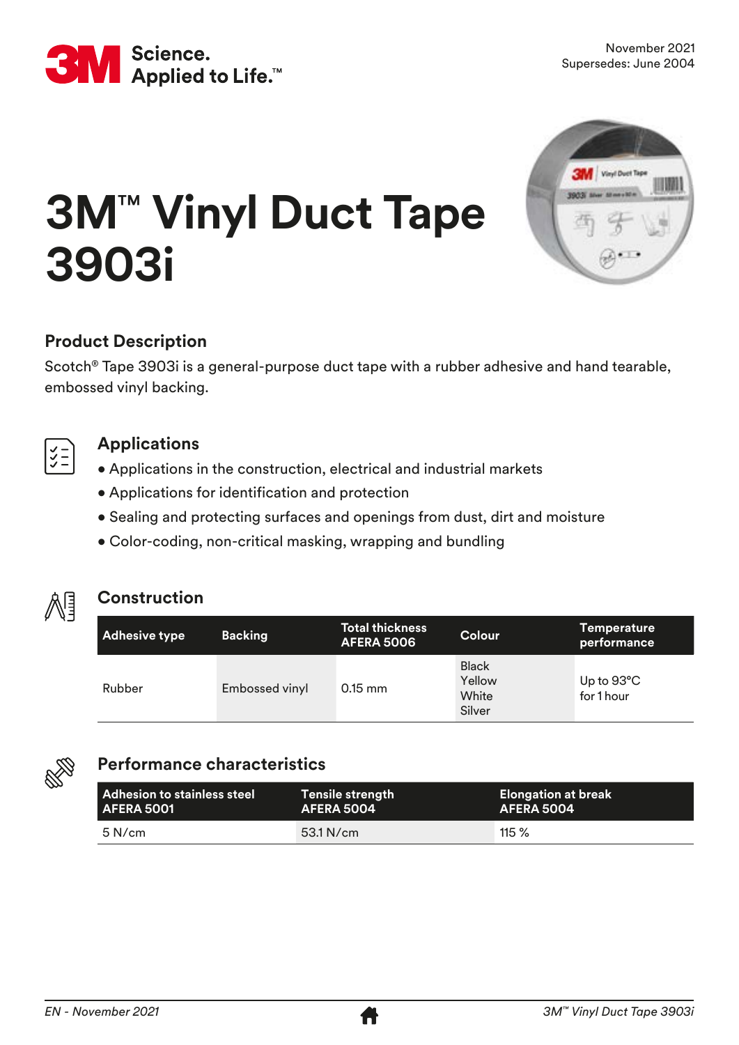3M Science. Applied to Life.™

November 2021
Supersedes: June 2004

# 3M™ Vinyl Duct Tape 3903i

## Product Description

Scotch® Tape 3903i is a general-purpose duct tape with a rubber adhesive and hand tearable, embossed vinyl backing.

## Applications

- Applications in the construction, electrical and industrial markets
- Applications for identification and protection
- Sealing and protecting surfaces and openings from dust, dirt and moisture
- Color-coding, non-critical masking, wrapping and bundling

## Construction

| Adhesive type | Backing | Total thickness AFERA 5006 | Colour | Temperature performance |
|---|---|---|---|---|
| Rubber | Embossed vinyl | 0.15 mm | Black<br>Yellow<br>White<br>Silver | Up to 93°C for 1 hour |

## Performance characteristics

| Adhesion to stainless steel AFERA 5001 | Tensile strength AFERA 5004 | Elongation at break AFERA 5004 |
|---|---|---|
| 5 N/cm | 53.1 N/cm | 115 % |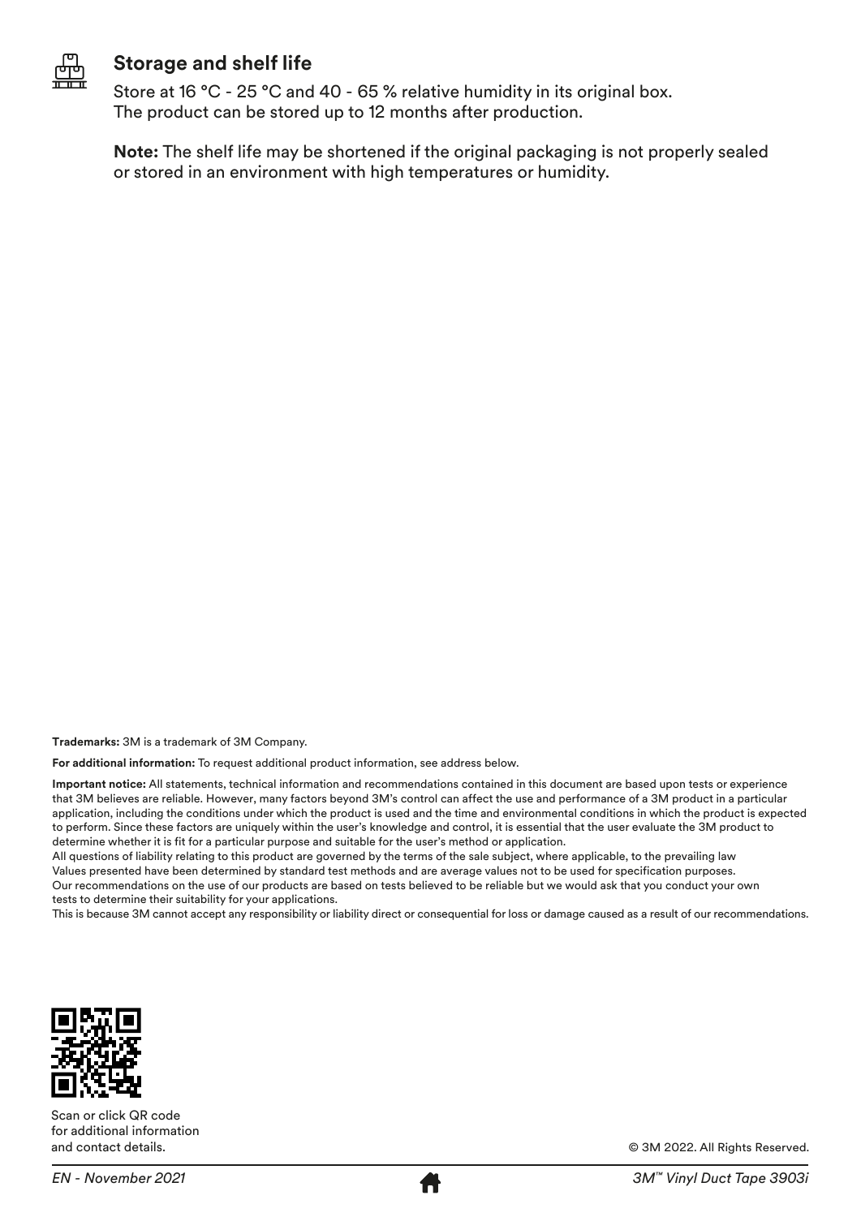## Storage and shelf life

Store at 16 °C - 25 °C and 40 - 65 % relative humidity in its original box.
The product can be stored up to 12 months after production.

**Note:** The shelf life may be shortened if the original packaging is not properly sealed or stored in an environment with high temperatures or humidity.

**Trademarks:** 3M is a trademark of 3M Company.

**For additional information:** To request additional product information, see address below.

**Important notice:** All statements, technical information and recommendations contained in this document are based upon tests or experience that 3M believes are reliable. However, many factors beyond 3M's control can affect the use and performance of a 3M product in a particular application, including the conditions under which the product is used and the time and environmental conditions in which the product is expected to perform. Since these factors are uniquely within the user's knowledge and control, it is essential that the user evaluate the 3M product to determine whether it is fit for a particular purpose and suitable for the user's method or application.
All questions of liability relating to this product are governed by the terms of the sale subject, where applicable, to the prevailing law
Values presented have been determined by standard test methods and are average values not to be used for specification purposes.
Our recommendations on the use of our products are based on tests believed to be reliable but we would ask that you conduct your own tests to determine their suitability for your applications.
This is because 3M cannot accept any responsibility or liability direct or consequential for loss or damage caused as a result of our recommendations.

Scan or click QR code for additional information and contact details.

© 3M 2022. All Rights Reserved.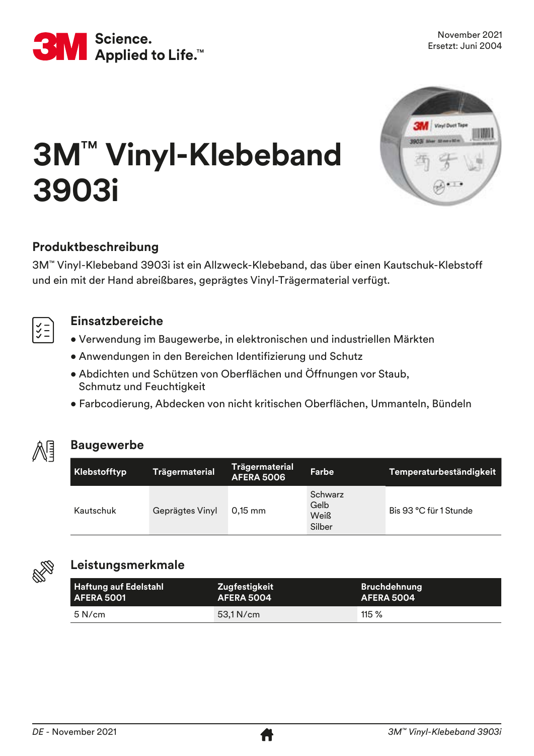November 2021
Ersetzt: Juni 2004

# 3M™ Vinyl-Klebeband 3903i

## Produktbeschreibung

3M™ Vinyl-Klebeband 3903i ist ein Allzweck-Klebeband, das über einen Kautschuk-Klebstoff und ein mit der Hand abreißbares, geprägtes Vinyl-Trägermaterial verfügt.

## Einsatzbereiche

- Verwendung im Baugewerbe, in elektronischen und industriellen Märkten
- Anwendungen in den Bereichen Identifizierung und Schutz
- Abdichten und Schützen von Oberflächen und Öffnungen vor Staub, Schmutz und Feuchtigkeit
- Farbcodierung, Abdecken von nicht kritischen Oberflächen, Ummanteln, Bündeln

## Baugewerbe

| Klebstofftyp | Trägermaterial | Trägermaterial AFERA 5006 | Farbe | Temperaturbeständigkeit |
|---|---|---|---|---|
| Kautschuk | Geprägtes Vinyl | 0,15 mm | Schwarz<br>Gelb<br>Weiß<br>Silber | Bis 93 °C für 1 Stunde |

## Leistungsmerkmale

| Haftung auf Edelstahl AFERA 5001 | Zugfestigkeit AFERA 5004 | Bruchdehnung AFERA 5004 |
|---|---|---|
| 5 N/cm | 53,1 N/cm | 115 % |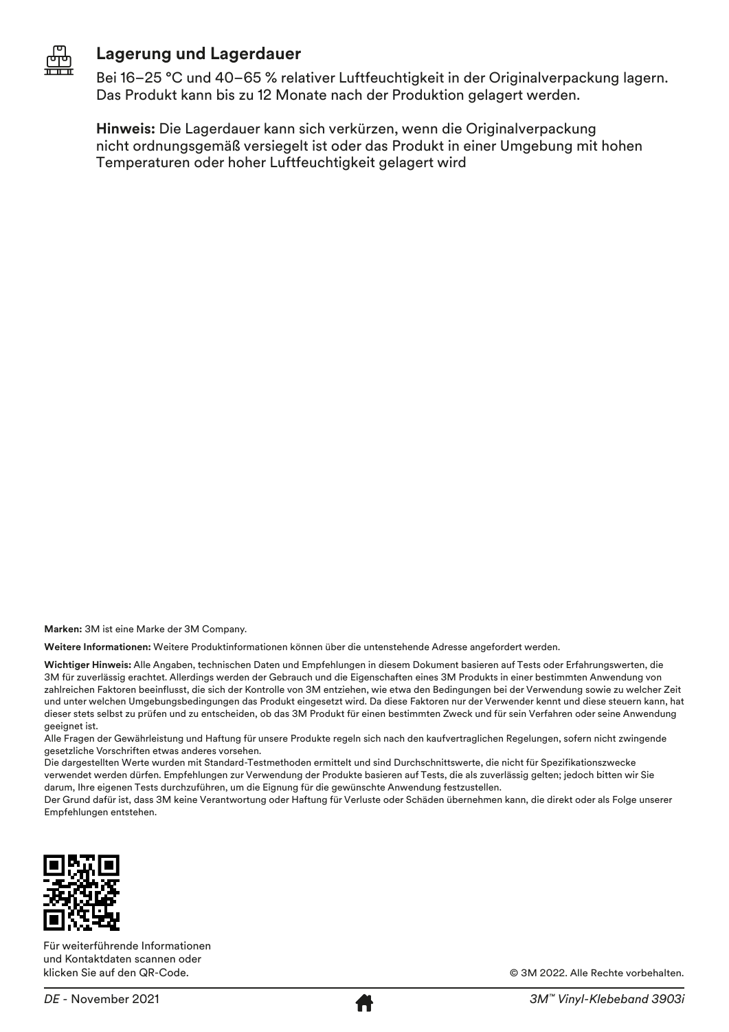## Lagerung und Lagerdauer

Bei 16–25 °C und 40–65 % relativer Luftfeuchtigkeit in der Originalverpackung lagern. Das Produkt kann bis zu 12 Monate nach der Produktion gelagert werden.

**Hinweis:** Die Lagerdauer kann sich verkürzen, wenn die Originalverpackung nicht ordnungsgemäß versiegelt ist oder das Produkt in einer Umgebung mit hohen Temperaturen oder hoher Luftfeuchtigkeit gelagert wird

**Marken:** 3M ist eine Marke der 3M Company.

**Weitere Informationen:** Weitere Produktinformationen können über die untenstehende Adresse angefordert werden.

**Wichtiger Hinweis:** Alle Angaben, technischen Daten und Empfehlungen in diesem Dokument basieren auf Tests oder Erfahrungswerten, die 3M für zuverlässig erachtet. Allerdings werden der Gebrauch und die Eigenschaften eines 3M Produkts in einer bestimmten Anwendung von zahlreichen Faktoren beeinflusst, die sich der Kontrolle von 3M entziehen, wie etwa den Bedingungen bei der Verwendung sowie zu welcher Zeit und unter welchen Umgebungsbedingungen das Produkt eingesetzt wird. Da diese Faktoren nur der Verwender kennt und diese steuern kann, hat dieser stets selbst zu prüfen und zu entscheiden, ob das 3M Produkt für einen bestimmten Zweck und für sein Verfahren oder seine Anwendung geeignet ist.
Alle Fragen der Gewährleistung und Haftung für unsere Produkte regeln sich nach den kaufvertraglichen Regelungen, sofern nicht zwingende gesetzliche Vorschriften etwas anderes vorsehen.
Die dargestellten Werte wurden mit Standard-Testmethoden ermittelt und sind Durchschnittswerte, die nicht für Spezifikationszwecke verwendet werden dürfen. Empfehlungen zur Verwendung der Produkte basieren auf Tests, die als zuverlässig gelten; jedoch bitten wir Sie darum, Ihre eigenen Tests durchzuführen, um die Eignung für die gewünschte Anwendung festzustellen.
Der Grund dafür ist, dass 3M keine Verantwortung oder Haftung für Verluste oder Schäden übernehmen kann, die direkt oder als Folge unserer Empfehlungen entstehen.

Für weiterführende Informationen und Kontaktdaten scannen oder klicken Sie auf den QR-Code.

© 3M 2022. Alle Rechte vorbehalten.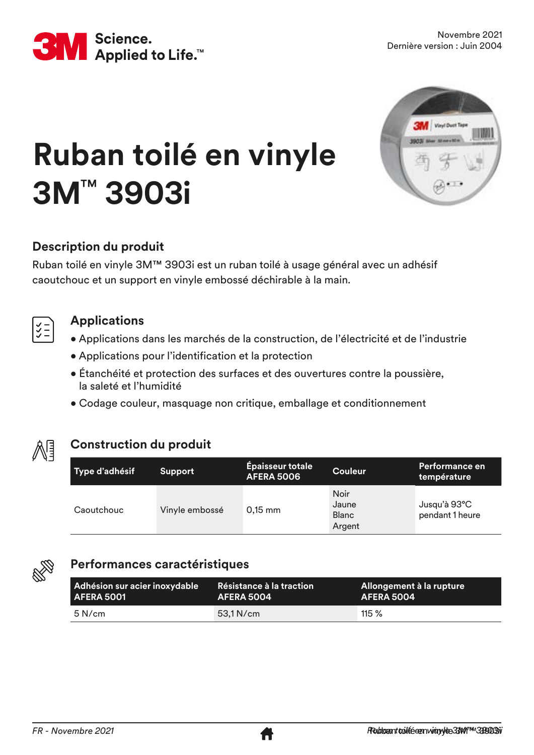Novembre 2021
Dernière version : Juin 2004

# Ruban toilé en vinyle 3M™ 3903i

## Description du produit

Ruban toilé en vinyle 3M™ 3903i est un ruban toilé à usage général avec un adhésif caoutchouc et un support en vinyle embossé déchirable à la main.

## Applications

- Applications dans les marchés de la construction, de l'électricité et de l'industrie
- Applications pour l'identification et la protection
- Étanchéité et protection des surfaces et des ouvertures contre la poussière, la saleté et l'humidité
- Codage couleur, masquage non critique, emballage et conditionnement

## Construction du produit

| Type d'adhésif | Support | Épaisseur totale AFERA 5006 | Couleur | Performance en température |
|---|---|---|---|---|
| Caoutchouc | Vinyle embossé | 0,15 mm | Noir<br>Jaune<br>Blanc<br>Argent | Jusqu'à 93°C pendant 1 heure |

## Performances caractéristiques

| Adhésion sur acier inoxydable AFERA 5001 | Résistance à la traction AFERA 5004 | Allongement à la rupture AFERA 5004 |
|---|---|---|
| 5 N/cm | 53,1 N/cm | 115 % |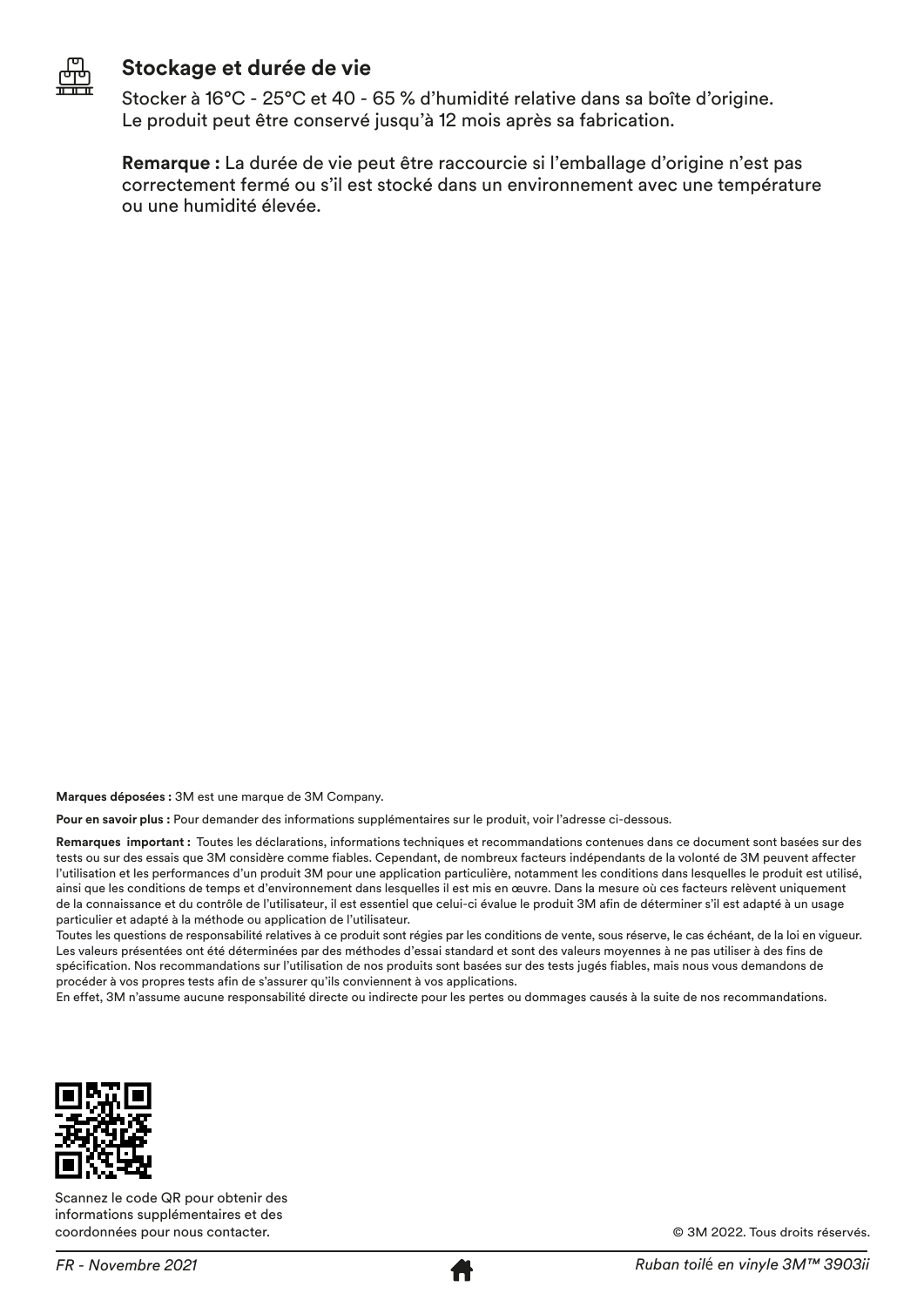## Stockage et durée de vie

Stocker à 16°C - 25°C et 40 - 65 % d'humidité relative dans sa boîte d'origine.
Le produit peut être conservé jusqu'à 12 mois après sa fabrication.

**Remarque :** La durée de vie peut être raccourcie si l'emballage d'origine n'est pas correctement fermé ou s'il est stocké dans un environnement avec une température ou une humidité élevée.

**Marques déposées :** 3M est une marque de 3M Company.

**Pour en savoir plus :** Pour demander des informations supplémentaires sur le produit, voir l'adresse ci-dessous.

**Remarques important :** Toutes les déclarations, informations techniques et recommandations contenues dans ce document sont basées sur des tests ou sur des essais que 3M considère comme fiables. Cependant, de nombreux facteurs indépendants de la volonté de 3M peuvent affecter l'utilisation et les performances d'un produit 3M pour une application particulière, notamment les conditions dans lesquelles le produit est utilisé, ainsi que les conditions de temps et d'environnement dans lesquelles il est mis en œuvre. Dans la mesure où ces facteurs relèvent uniquement de la connaissance et du contrôle de l'utilisateur, il est essentiel que celui-ci évalue le produit 3M afin de déterminer s'il est adapté à un usage particulier et adapté à la méthode ou application de l'utilisateur.
Toutes les questions de responsabilité relatives à ce produit sont régies par les conditions de vente, sous réserve, le cas échéant, de la loi en vigueur. Les valeurs présentées ont été déterminées par des méthodes d'essai standard et sont des valeurs moyennes à ne pas utiliser à des fins de spécification. Nos recommandations sur l'utilisation de nos produits sont basées sur des tests jugés fiables, mais nous vous demandons de procéder à vos propres tests afin de s'assurer qu'ils conviennent à vos applications.
En effet, 3M n'assume aucune responsabilité directe ou indirecte pour les pertes ou dommages causés à la suite de nos recommandations.

Scannez le code QR pour obtenir des informations supplémentaires et des coordonnées pour nous contacter.

© 3M 2022. Tous droits réservés.

*FR - Novembre 2021*

*Ruban toilé en vinyle 3M™ 3903ii*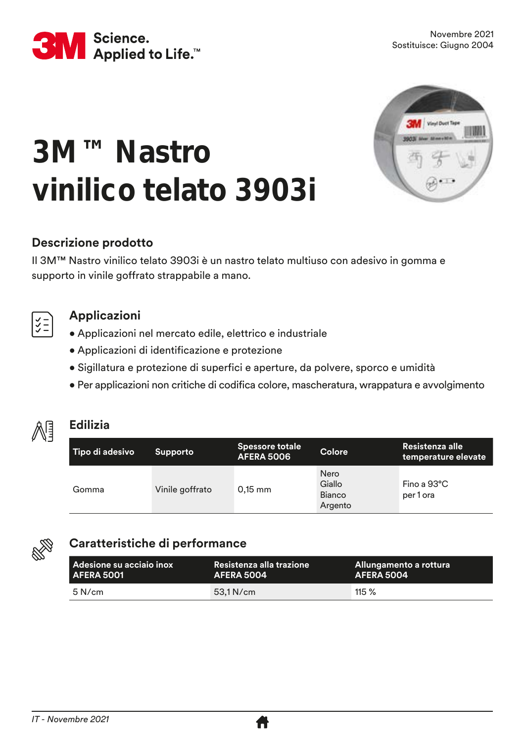# 3M ™ Nastro vinilico telato 3903i

## Descrizione prodotto

Il 3M™ Nastro vinilico telato 3903i è un nastro telato multiuso con adesivo in gomma e supporto in vinile goffrato strappabile a mano.

## Applicazioni

- Applicazioni nel mercato edile, elettrico e industriale
- Applicazioni di identificazione e protezione
- Sigillatura e protezione di superfici e aperture, da polvere, sporco e umidità
- Per applicazioni non critiche di codifica colore, mascheratura, wrappatura e avvolgimento

## Edilizia

| Tipo di adesivo | Supporto | Spessore totale AFERA 5006 | Colore | Resistenza alle temperature elevate |
|---|---|---|---|---|
| Gomma | Vinile goffrato | 0,15 mm | Nero<br>Giallo<br>Bianco<br>Argento | Fino a 93°C per 1 ora |

## Caratteristiche di performance

| Adesione su acciaio inox AFERA 5001 | Resistenza alla trazione AFERA 5004 | Allungamento a rottura AFERA 5004 |
|---|---|---|
| 5 N/cm | 53,1 N/cm | 115 % |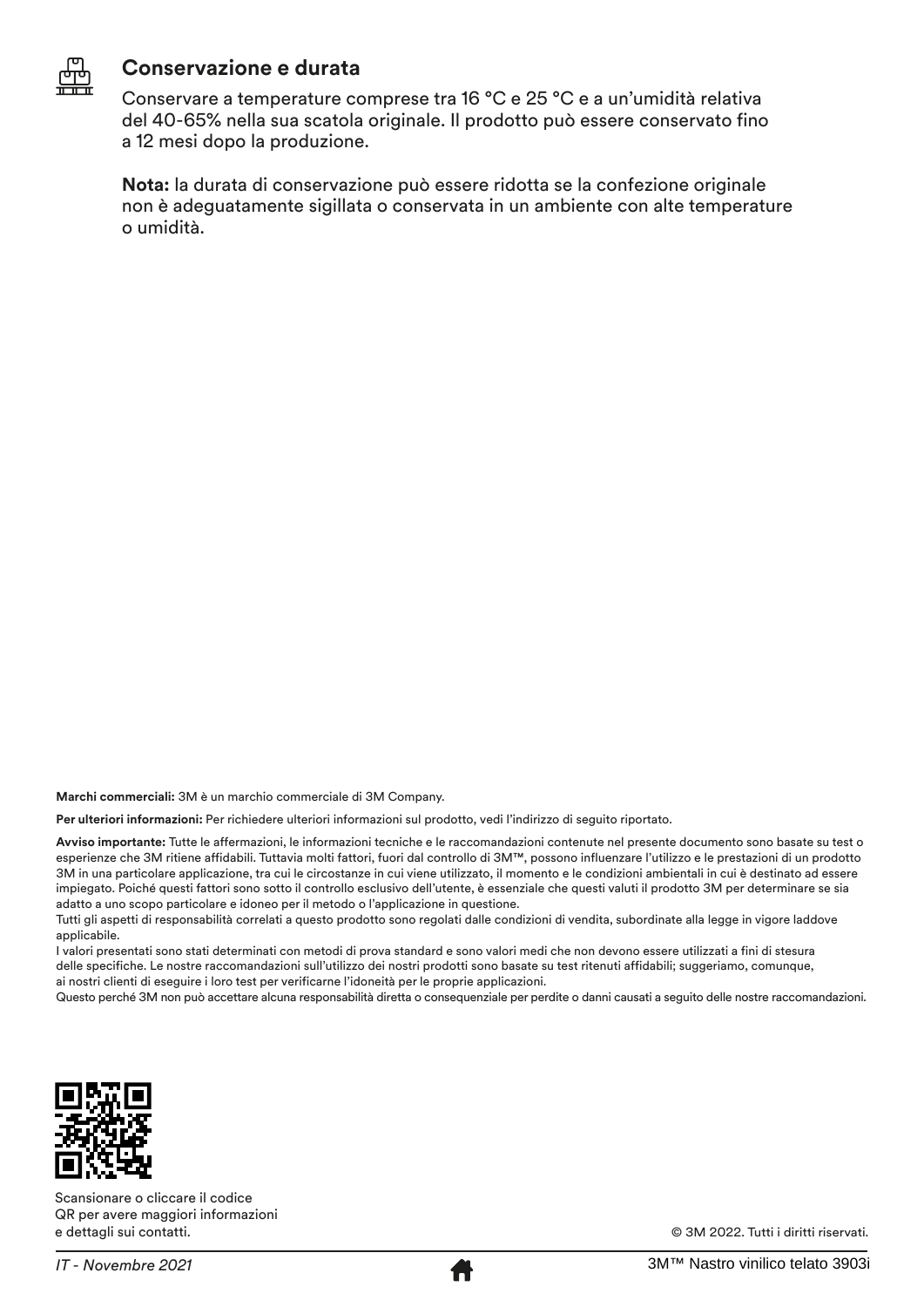## Conservazione e durata

Conservare a temperature comprese tra 16 °C e 25 °C e a un'umidità relativa del 40-65% nella sua scatola originale. Il prodotto può essere conservato fino a 12 mesi dopo la produzione.

**Nota:** la durata di conservazione può essere ridotta se la confezione originale non è adeguatamente sigillata o conservata in un ambiente con alte temperature o umidità.

**Marchi commerciali:** 3M è un marchio commerciale di 3M Company.

**Per ulteriori informazioni:** Per richiedere ulteriori informazioni sul prodotto, vedi l'indirizzo di seguito riportato.

**Avviso importante:** Tutte le affermazioni, le informazioni tecniche e le raccomandazioni contenute nel presente documento sono basate su test o esperienze che 3M ritiene affidabili. Tuttavia molti fattori, fuori dal controllo di 3M™, possono influenzare l'utilizzo e le prestazioni di un prodotto 3M in una particolare applicazione, tra cui le circostanze in cui viene utilizzato, il momento e le condizioni ambientali in cui è destinato ad essere impiegato. Poiché questi fattori sono sotto il controllo esclusivo dell'utente, è essenziale che questi valuti il prodotto 3M per determinare se sia adatto a uno scopo particolare e idoneo per il metodo o l'applicazione in questione.
Tutti gli aspetti di responsabilità correlati a questo prodotto sono regolati dalle condizioni di vendita, subordinate alla legge in vigore laddove applicabile.
I valori presentati sono stati determinati con metodi di prova standard e sono valori medi che non devono essere utilizzati a fini di stesura delle specifiche. Le nostre raccomandazioni sull'utilizzo dei nostri prodotti sono basate su test ritenuti affidabili; suggeriamo, comunque, ai nostri clienti di eseguire i loro test per verificarne l'idoneità per le proprie applicazioni.
Questo perché 3M non può accettare alcuna responsabilità diretta o consequenziale per perdite o danni causati a seguito delle nostre raccomandazioni.

Scansionare o cliccare il codice QR per avere maggiori informazioni e dettagli sui contatti.

© 3M 2022. Tutti i diritti riservati.

*IT - Novembre 2021*

3M™ Nastro vinilico telato 3903i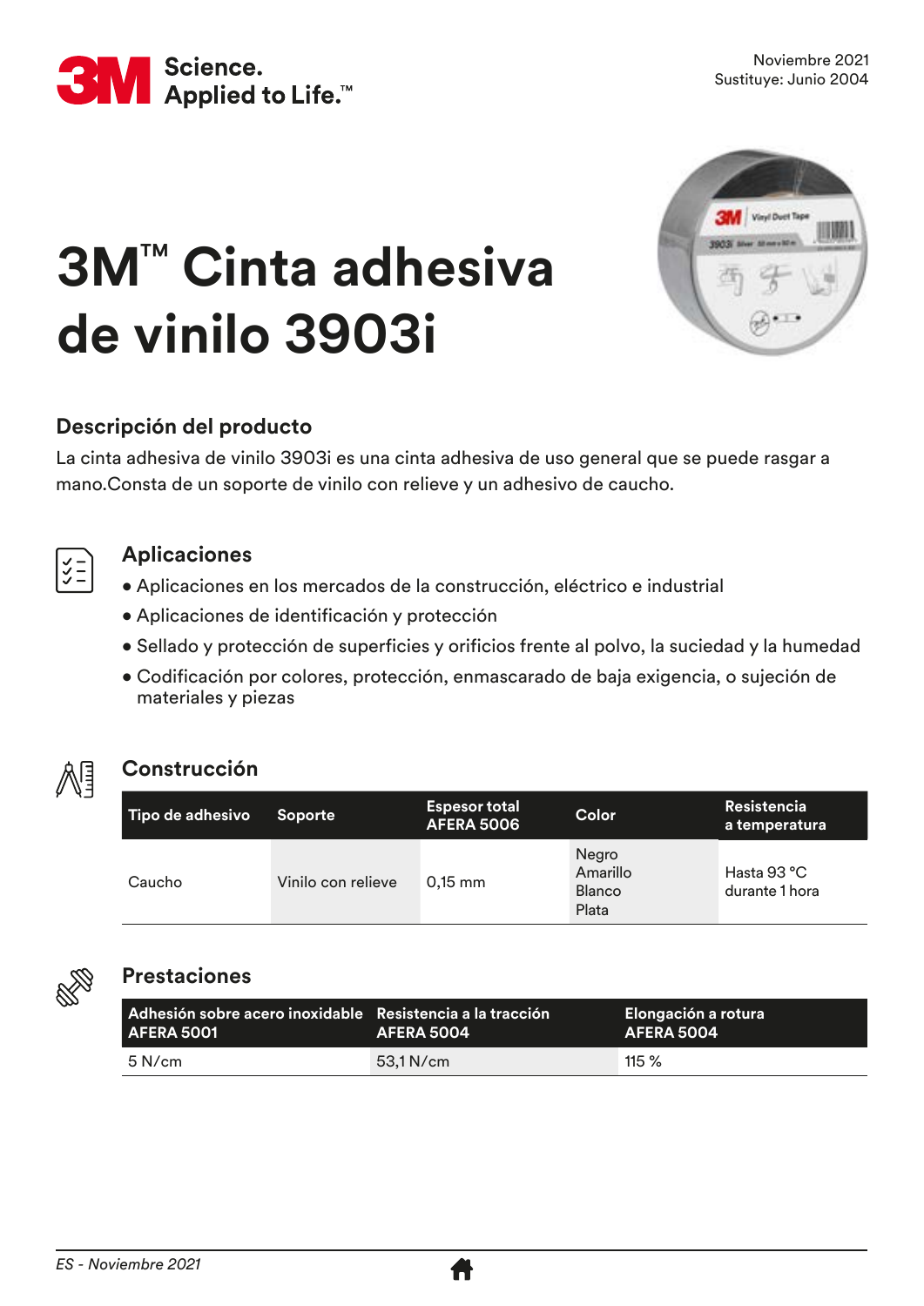Noviembre 2021
Sustituye: Junio 2004

# 3M™ Cinta adhesiva de vinilo 3903i

## Descripción del producto

La cinta adhesiva de vinilo 3903i es una cinta adhesiva de uso general que se puede rasgar a mano.Consta de un soporte de vinilo con relieve y un adhesivo de caucho.

## Aplicaciones

- Aplicaciones en los mercados de la construcción, eléctrico e industrial
- Aplicaciones de identificación y protección
- Sellado y protección de superficies y orificios frente al polvo, la suciedad y la humedad
- Codificación por colores, protección, enmascarado de baja exigencia, o sujeción de materiales y piezas

## Construcción

| Tipo de adhesivo | Soporte | Espesor total AFERA 5006 | Color | Resistencia a temperatura |
|---|---|---|---|---|
| Caucho | Vinilo con relieve | 0,15 mm | Negro<br>Amarillo<br>Blanco<br>Plata | Hasta 93 °C durante 1 hora |

## Prestaciones

| Adhesión sobre acero inoxidable AFERA 5001 | Resistencia a la tracción AFERA 5004 | Elongación a rotura AFERA 5004 |
|---|---|---|
| 5 N/cm | 53,1 N/cm | 115 % |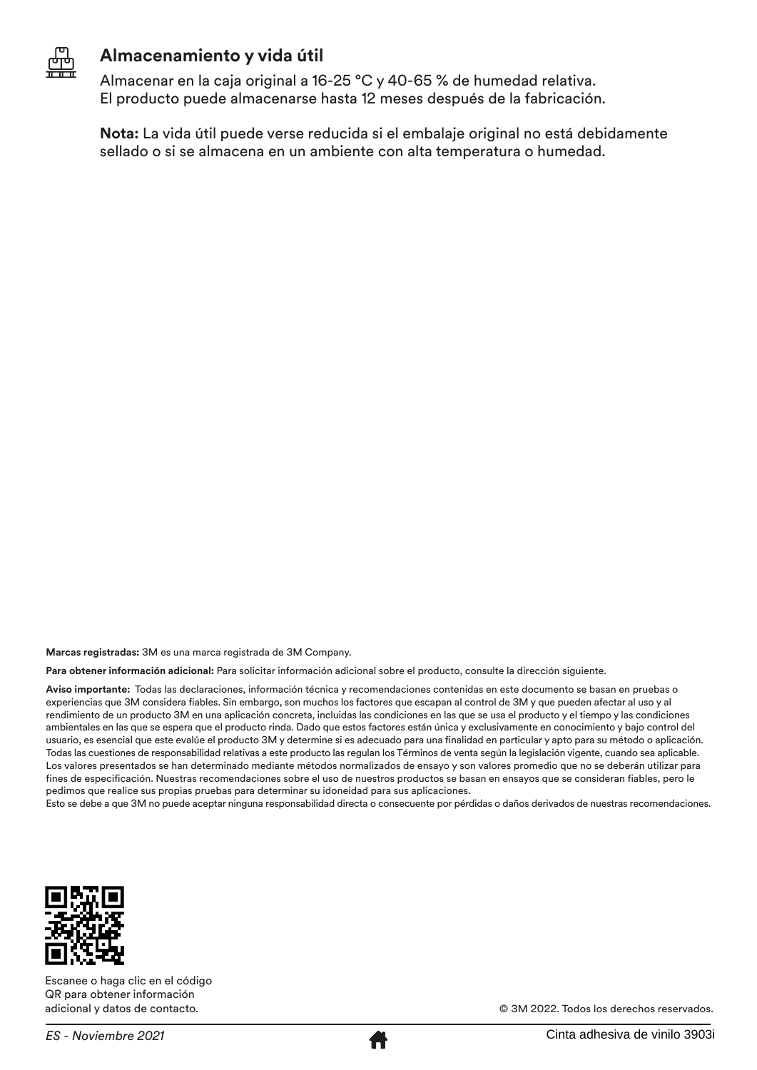## Almacenamiento y vida útil

Almacenar en la caja original a 16-25 °C y 40-65 % de humedad relativa.
El producto puede almacenarse hasta 12 meses después de la fabricación.

**Nota:** La vida útil puede verse reducida si el embalaje original no está debidamente sellado o si se almacena en un ambiente con alta temperatura o humedad.

**Marcas registradas:** 3M es una marca registrada de 3M Company.

**Para obtener información adicional:** Para solicitar información adicional sobre el producto, consulte la dirección siguiente.

**Aviso importante:** Todas las declaraciones, información técnica y recomendaciones contenidas en este documento se basan en pruebas o experiencias que 3M considera fiables. Sin embargo, son muchos los factores que escapan al control de 3M y que pueden afectar al uso y al rendimiento de un producto 3M en una aplicación concreta, incluidas las condiciones en las que se usa el producto y el tiempo y las condiciones ambientales en las que se espera que el producto rinda. Dado que estos factores están única y exclusivamente en conocimiento y bajo control del usuario, es esencial que este evalúe el producto 3M y determine si es adecuado para una finalidad en particular y apto para su método o aplicación. Todas las cuestiones de responsabilidad relativas a este producto las regulan los Términos de venta según la legislación vigente, cuando sea aplicable. Los valores presentados se han determinado mediante métodos normalizados de ensayo y son valores promedio que no se deberán utilizar para fines de especificación. Nuestras recomendaciones sobre el uso de nuestros productos se basan en ensayos que se consideran fiables, pero le pedimos que realice sus propias pruebas para determinar su idoneidad para sus aplicaciones.
Esto se debe a que 3M no puede aceptar ninguna responsabilidad directa o consecuente por pérdidas o daños derivados de nuestras recomendaciones.

Escanee o haga clic en el código QR para obtener información adicional y datos de contacto.

© 3M 2022. Todos los derechos reservados.

*ES - Noviembre 2021*

Cinta adhesiva de vinilo 3903i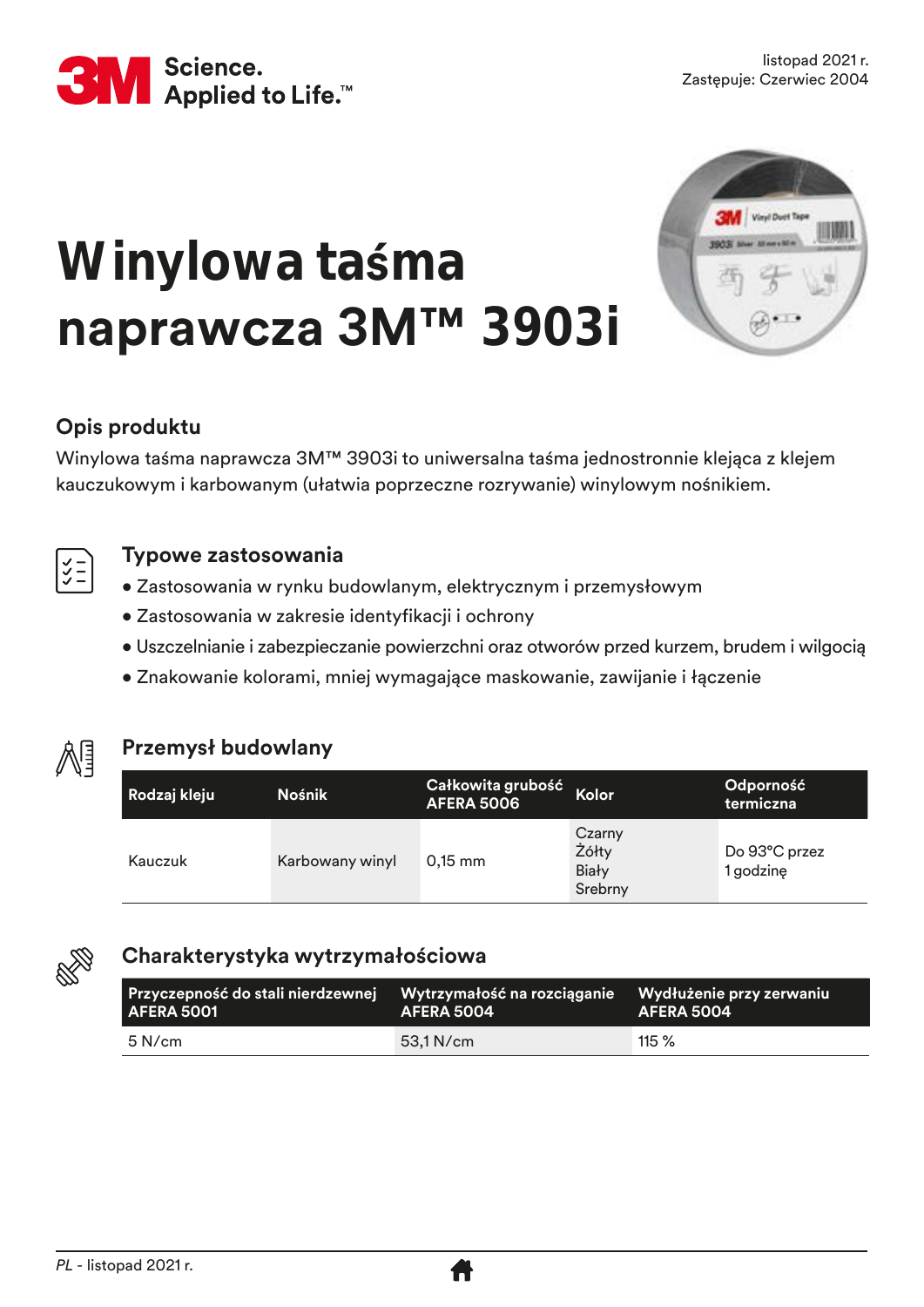listopad 2021 r.
Zastępuje: Czerwiec 2004

# Winylowa taśma naprawcza 3M™ 3903i

## Opis produktu

Winylowa taśma naprawcza 3M™ 3903i to uniwersalna taśma jednostronnie klejąca z klejem kauczukowym i karbowanym (ułatwia poprzeczne rozrywanie) winylowym nośnikiem.

## Typowe zastosowania

- Zastosowania w rynku budowlanym, elektrycznym i przemysłowym
- Zastosowania w zakresie identyfikacji i ochrony
- Uszczelnianie i zabezpieczanie powierzchni oraz otworów przed kurzem, brudem i wilgocią
- Znakowanie kolorami, mniej wymagające maskowanie, zawijanie i łączenie

## Przemysł budowlany

| Rodzaj kleju | Nośnik | Całkowita grubość AFERA 5006 | Kolor | Odporność termiczna |
|---|---|---|---|---|
| Kauczuk | Karbowany winyl | 0,15 mm | Czarny<br>Żółty<br>Biały<br>Srebrny | Do 93°C przez 1 godzinę |

## Charakterystyka wytrzymałościowa

| Przyczepność do stali nierdzewnej AFERA 5001 | Wytrzymałość na rozciąganie AFERA 5004 | Wydłużenie przy zerwaniu AFERA 5004 |
|---|---|---|
| 5 N/cm | 53,1 N/cm | 115 % |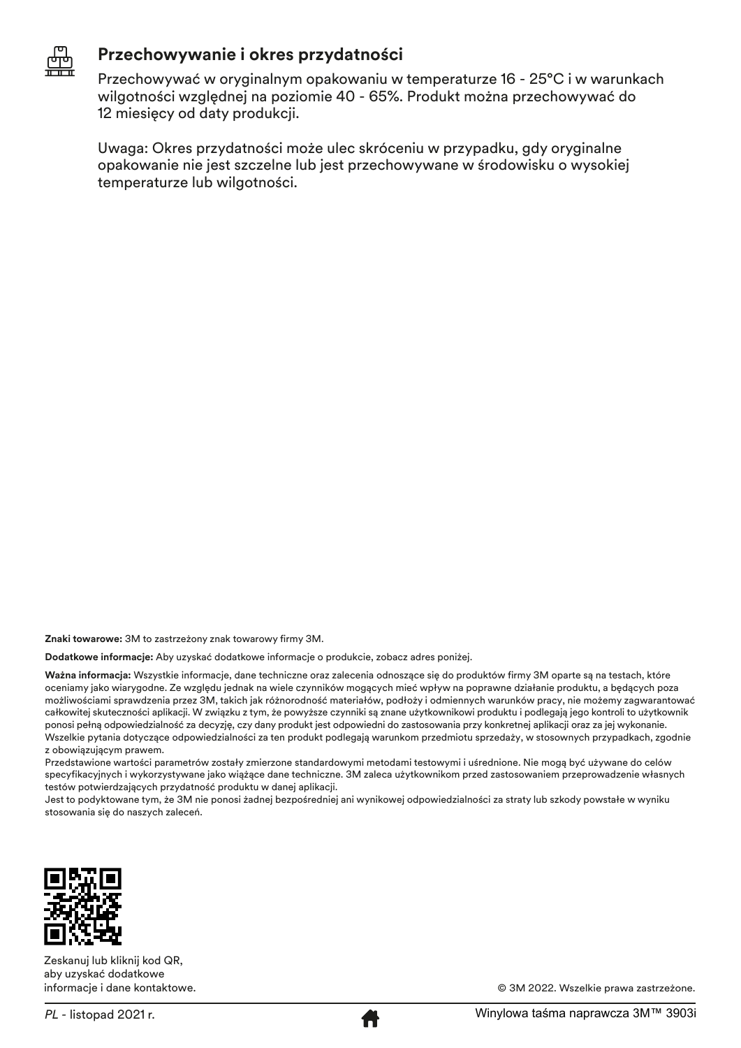## Przechowywanie i okres przydatności

Przechowywać w oryginalnym opakowaniu w temperaturze 16 - 25°C i w warunkach wilgotności względnej na poziomie 40 - 65%. Produkt można przechowywać do 12 miesięcy od daty produkcji.

Uwaga: Okres przydatności może ulec skróceniu w przypadku, gdy oryginalne opakowanie nie jest szczelne lub jest przechowywane w środowisku o wysokiej temperaturze lub wilgotności.

**Znaki towarowe:** 3M to zastrzeżony znak towarowy firmy 3M.

**Dodatkowe informacje:** Aby uzyskać dodatkowe informacje o produkcie, zobacz adres poniżej.

**Ważna informacja:** Wszystkie informacje, dane techniczne oraz zalecenia odnoszące się do produktów firmy 3M oparte są na testach, które oceniamy jako wiarygodne. Ze względu jednak na wiele czynników mogących mieć wpływ na poprawne działanie produktu, a będących poza możliwościami sprawdzenia przez 3M, takich jak różnorodność materiałów, podłoży i odmiennych warunków pracy, nie możemy zagwarantować całkowitej skuteczności aplikacji. W związku z tym, że powyższe czynniki są znane użytkownikowi produktu i podlegają jego kontroli to użytkownik ponosi pełną odpowiedzialność za decyzję, czy dany produkt jest odpowiedni do zastosowania przy konkretnej aplikacji oraz za jej wykonanie. Wszelkie pytania dotyczące odpowiedzialności za ten produkt podlegają warunkom przedmiotu sprzedaży, w stosownych przypadkach, zgodnie z obowiązującym prawem.
Przedstawione wartości parametrów zostały zmierzone standardowymi metodami testowymi i uśrednione. Nie mogą być używane do celów specyfikacyjnych i wykorzystywane jako wiążące dane techniczne. 3M zaleca użytkownikom przed zastosowaniem przeprowadzenie własnych testów potwierdzających przydatność produktu w danej aplikacji.
Jest to podyktowane tym, że 3M nie ponosi żadnej bezpośredniej ani wynikowej odpowiedzialności za straty lub szkody powstałe w wyniku stosowania się do naszych zaleceń.

Zeskanuj lub kliknij kod QR, aby uzyskać dodatkowe informacje i dane kontaktowe.

© 3M 2022. Wszelkie prawa zastrzeżone.